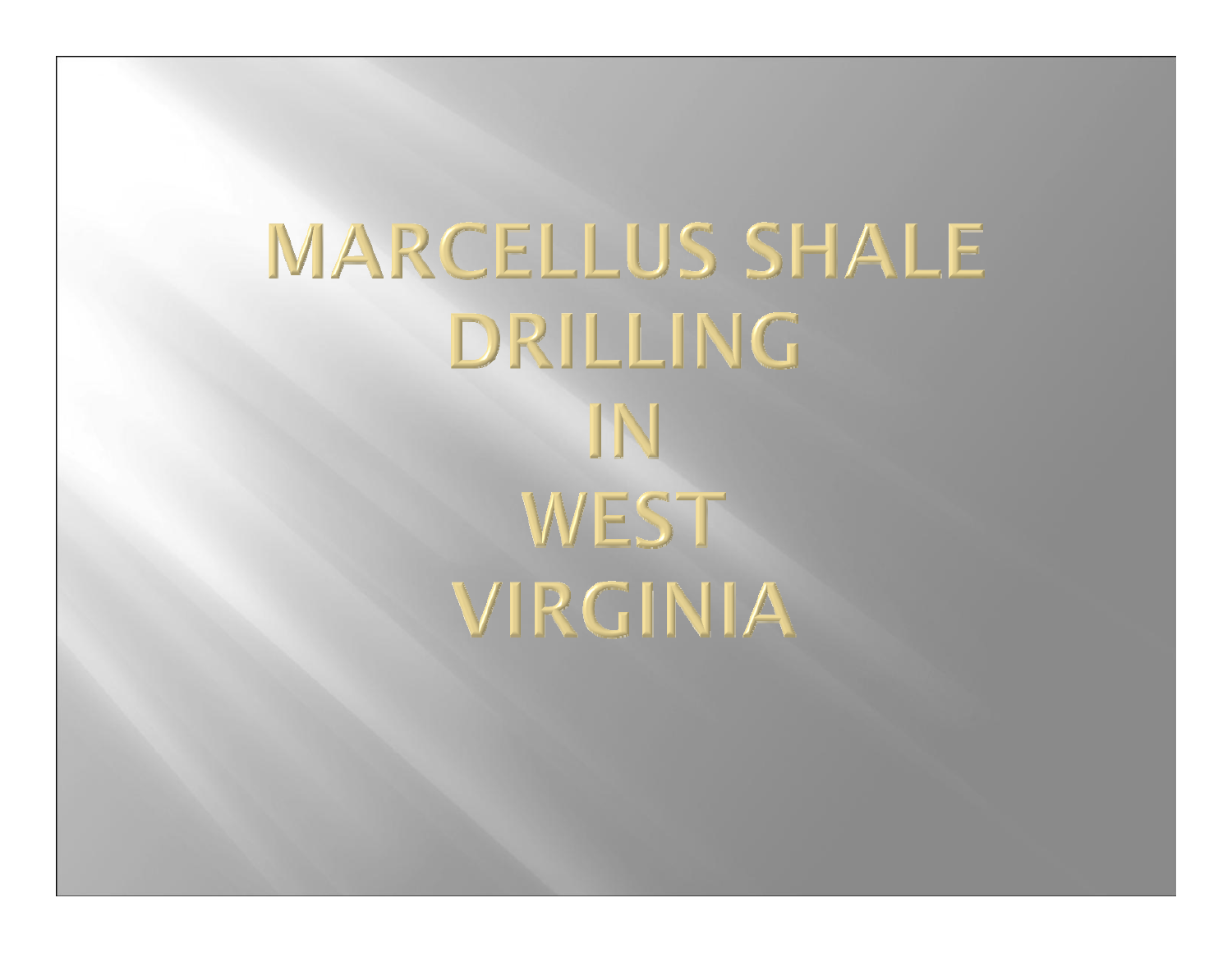# MARCELLUS SHALE DRILLING IN WEST VIRGINIA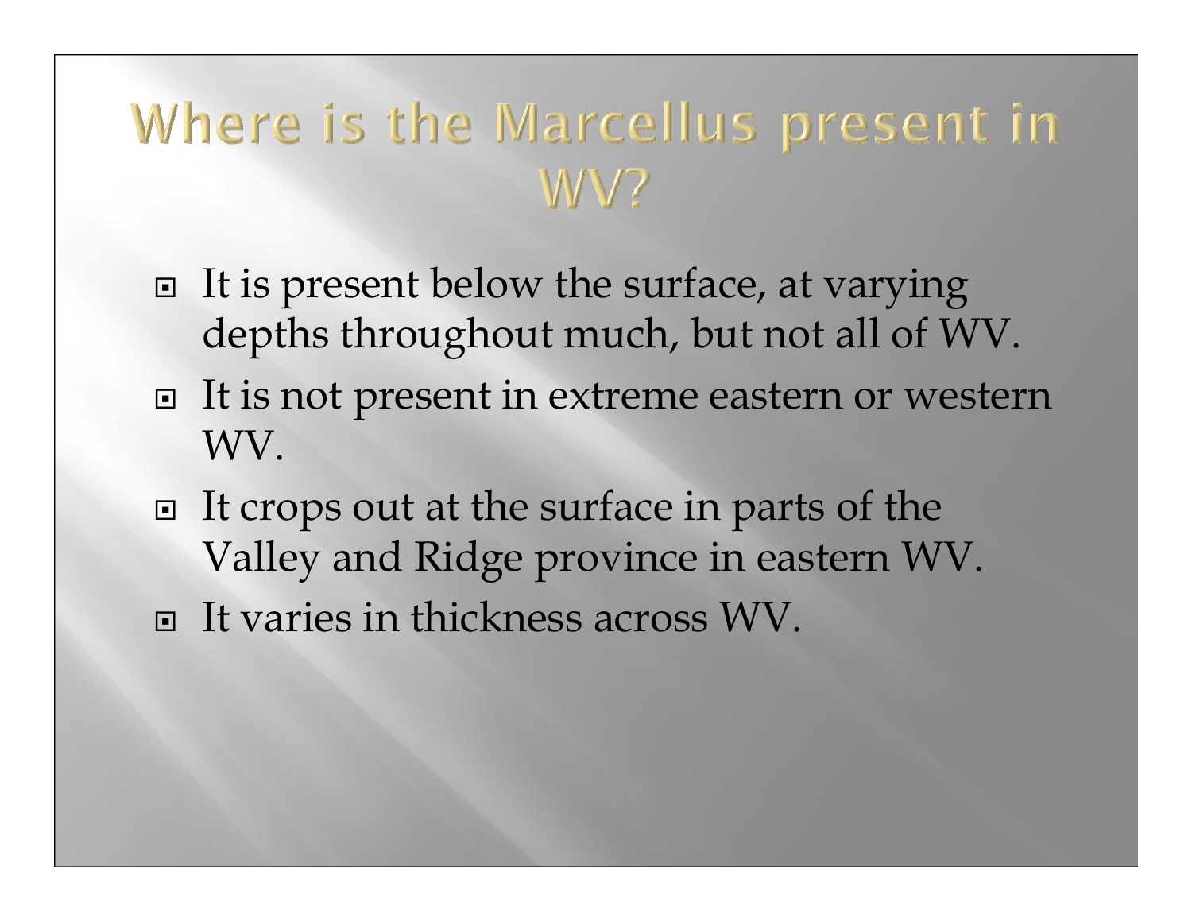# Where is the Marcellus present in WV?

- It is present below the surface, at varying depths throughout much, but not all of WV.
- It is not present in extreme eastern or western WV.
- It crops out at the surface in parts of the Valley and Ridge province in eastern WV.
- It varies in thickness across WV.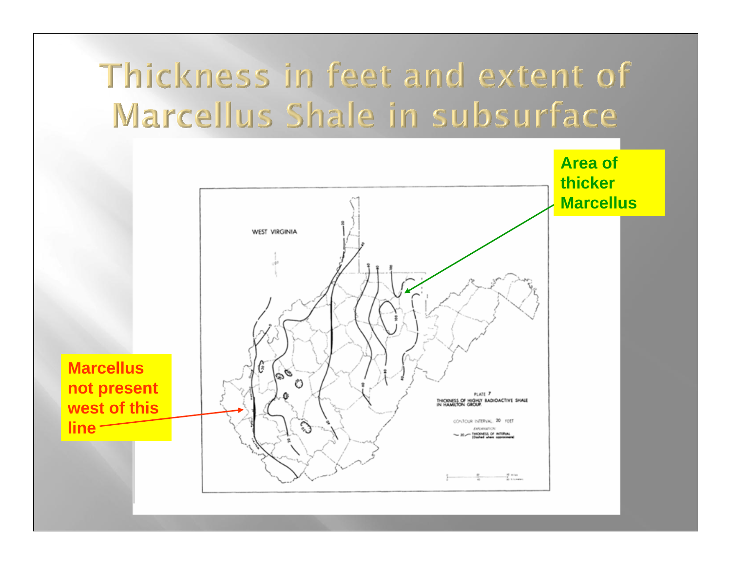# Thickness in feet and extent of Marcellus Shale in subsurface

Area of thicker Marcellus

Marcellus not present west of this line

WEST VIRGINIA

PLATE 7
THICKNESS OF HIGHLY RADIOACTIVE SHALE IN HAMILTON GROUP

CONTOUR INTERVAL 20 FEET

EXPLANATION
20 — THICKNESS OF INTERVAL (Dashed where approximate)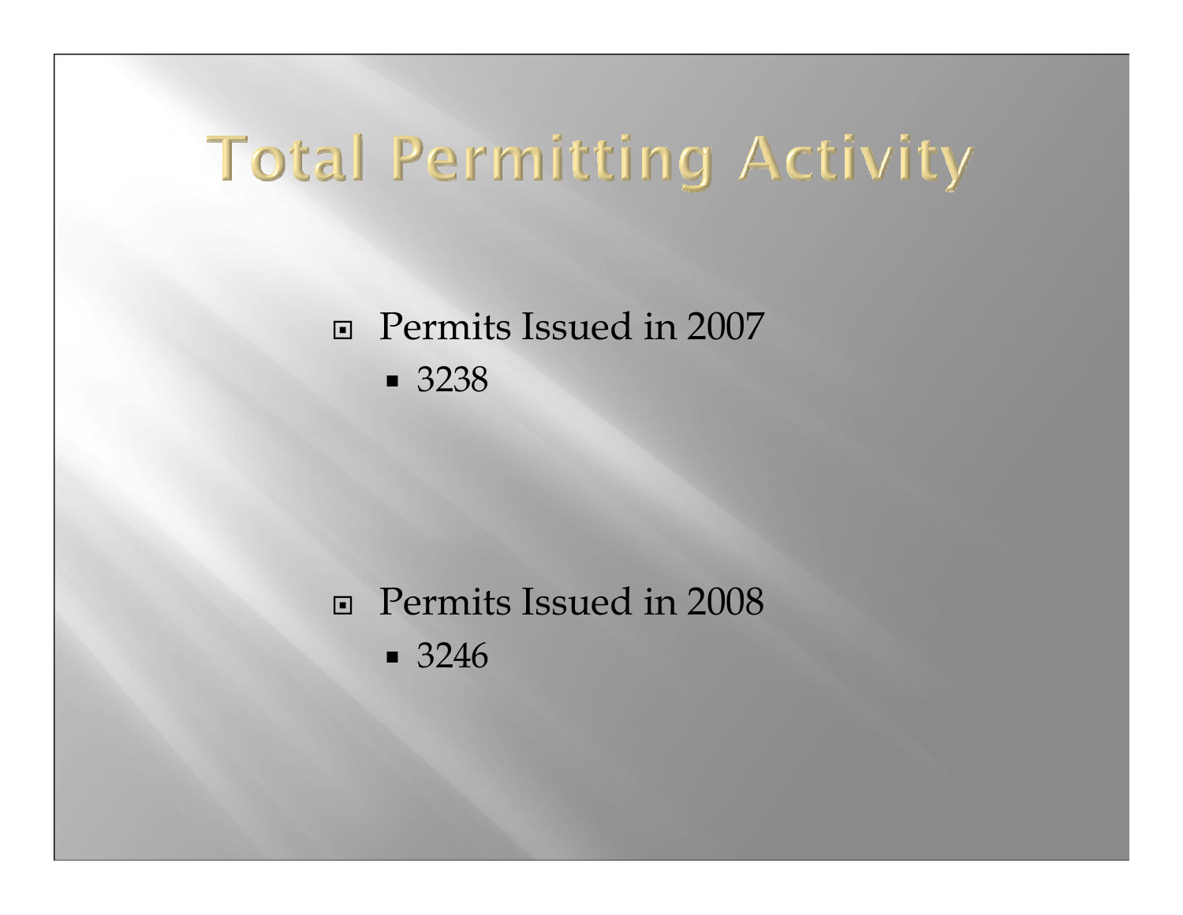# Total Permitting Activity

- Permits Issued in 2007
  - 3238

- Permits Issued in 2008
  - 3246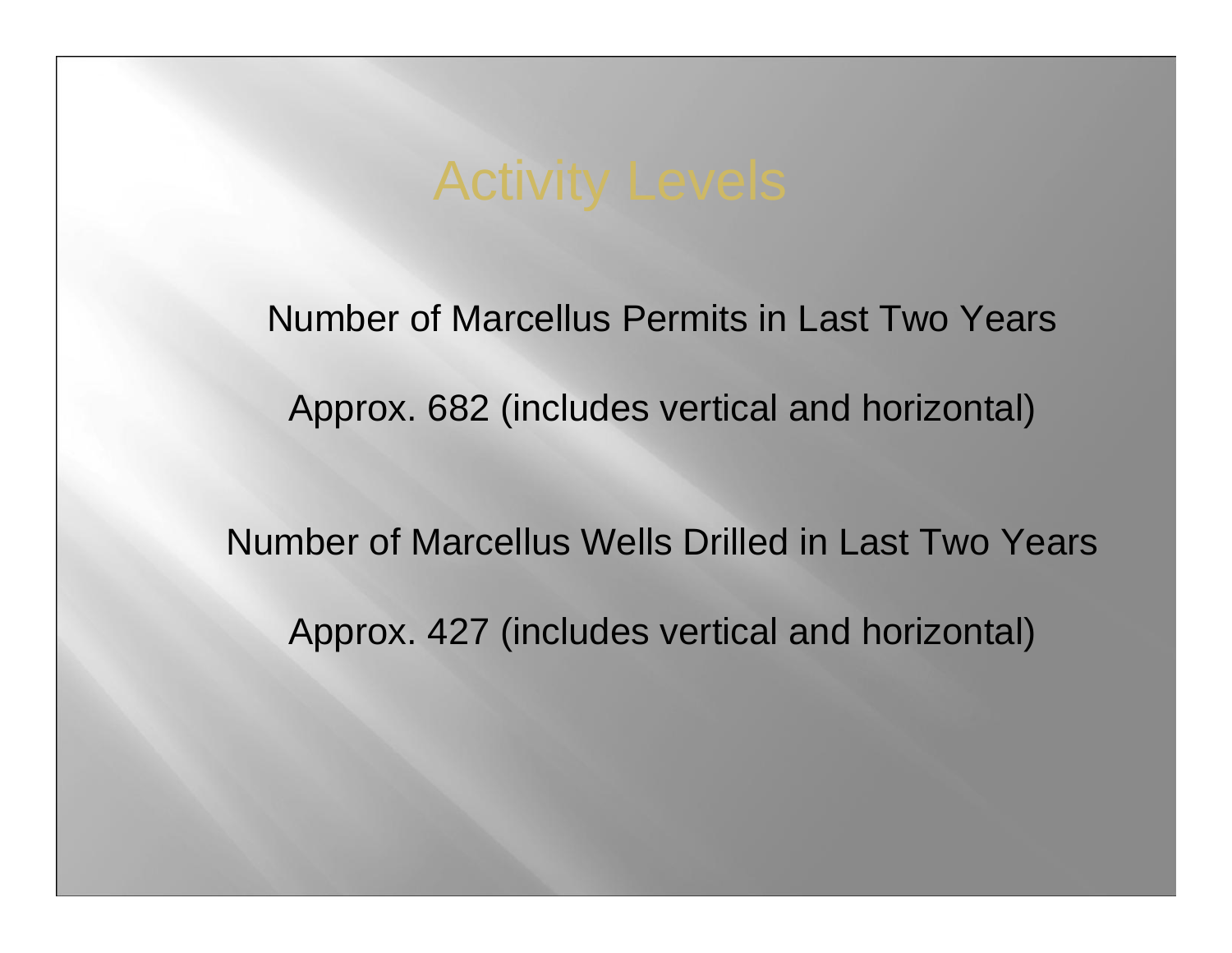# Activity Levels

Number of Marcellus Permits in Last Two Years

Approx. 682 (includes vertical and horizontal)

Number of Marcellus Wells Drilled in Last Two Years

Approx. 427 (includes vertical and horizontal)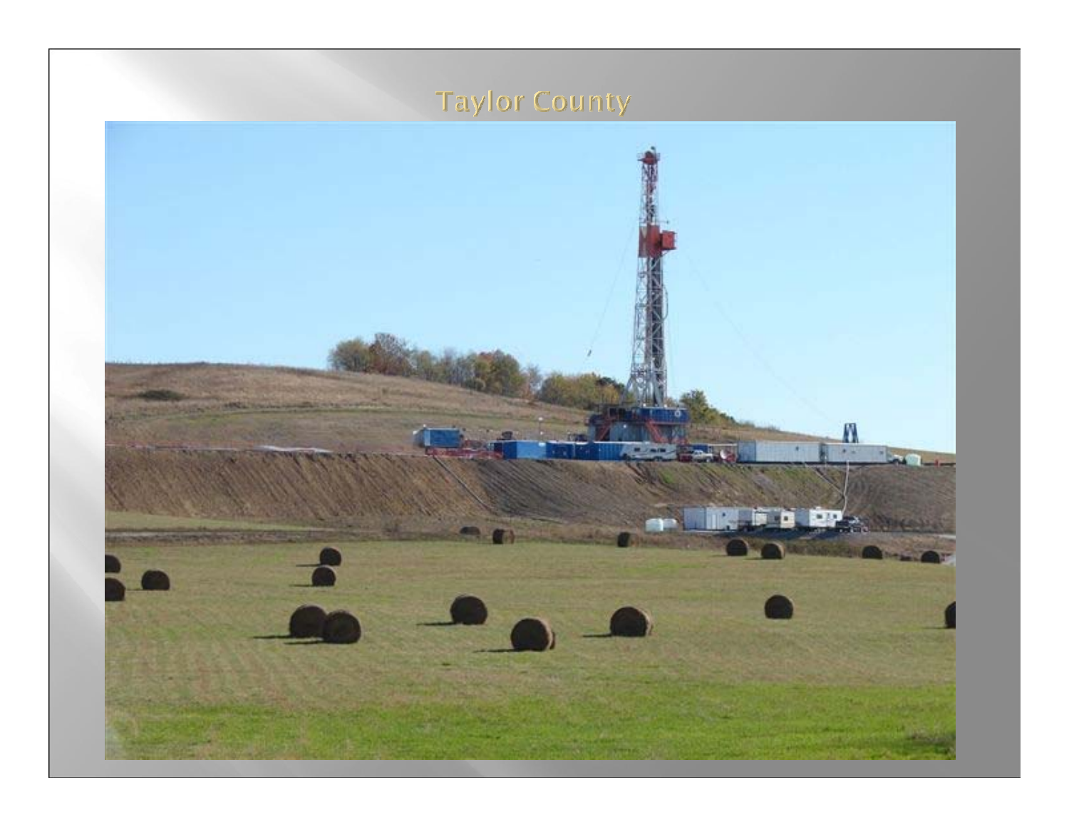# Taylor County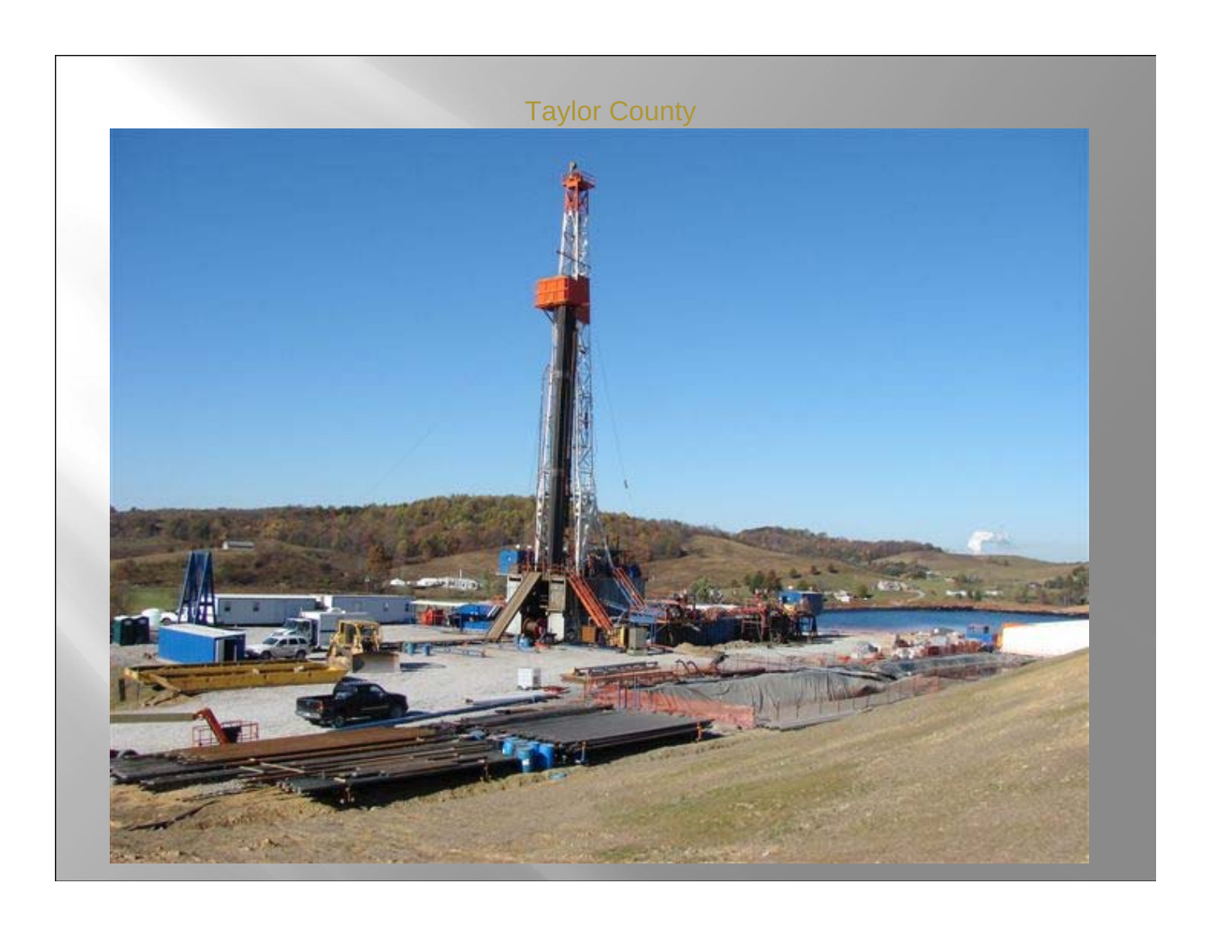# Taylor County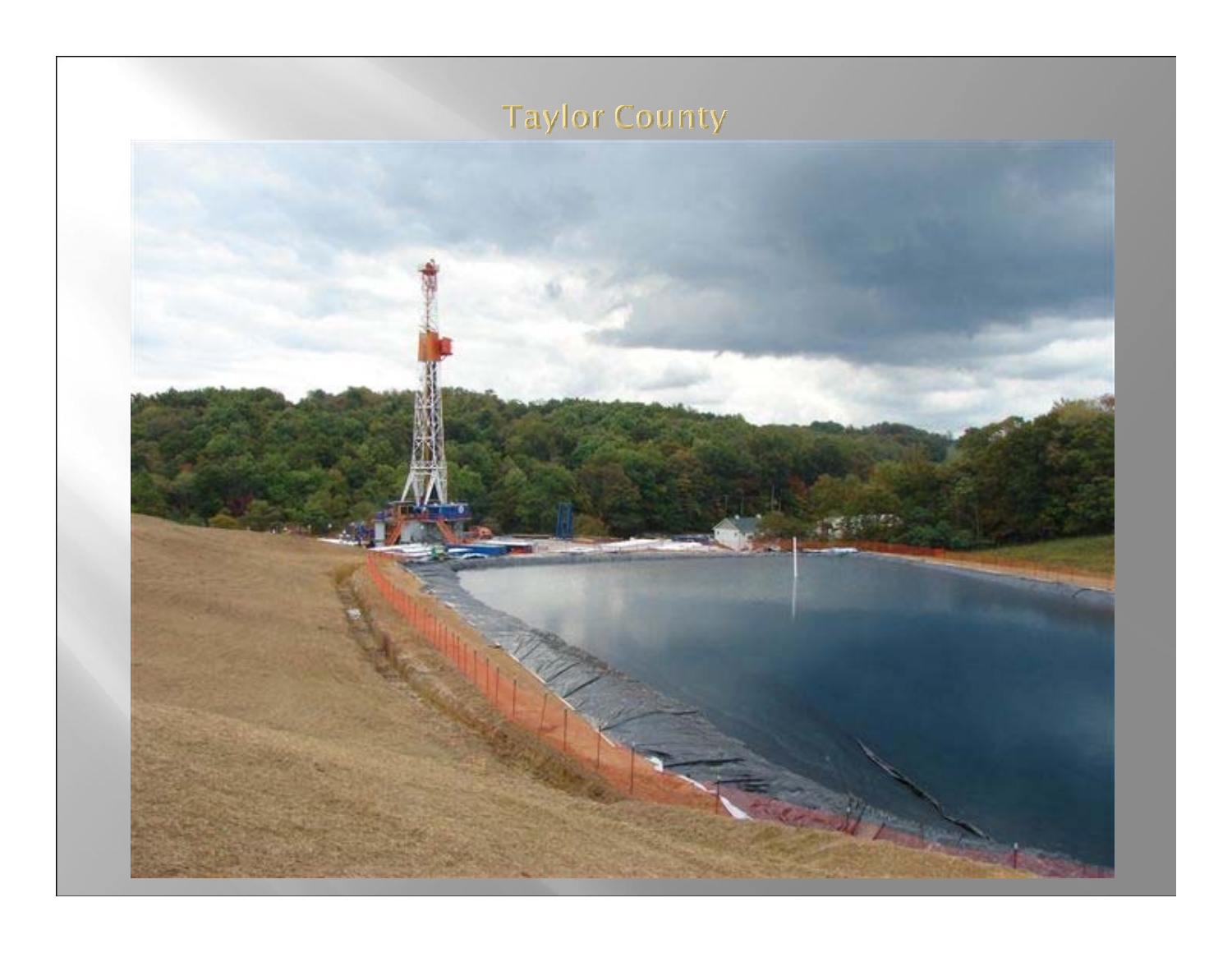# Taylor County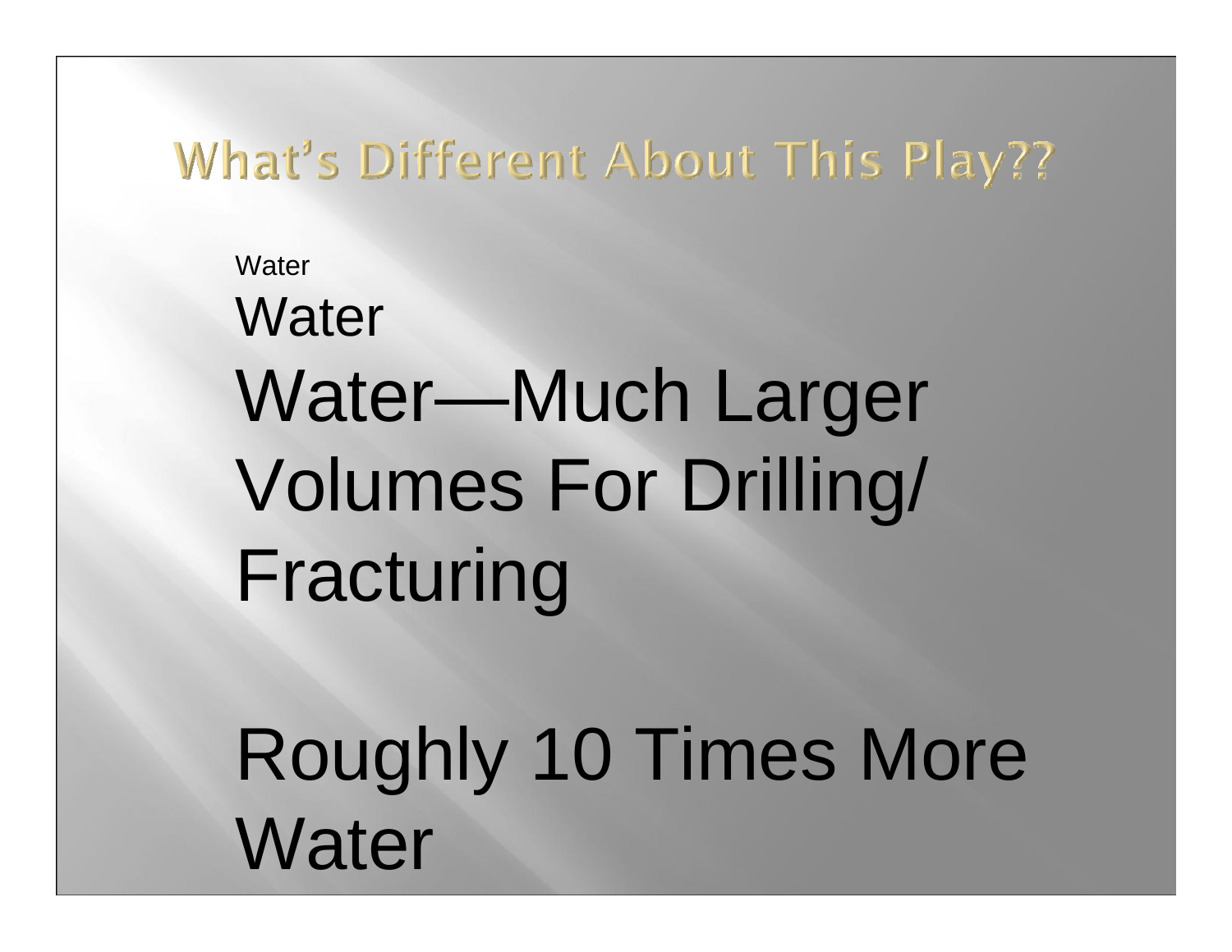# What's Different About This Play??

Water

Water

Water—Much Larger Volumes For Drilling/ Fracturing

Roughly 10 Times More Water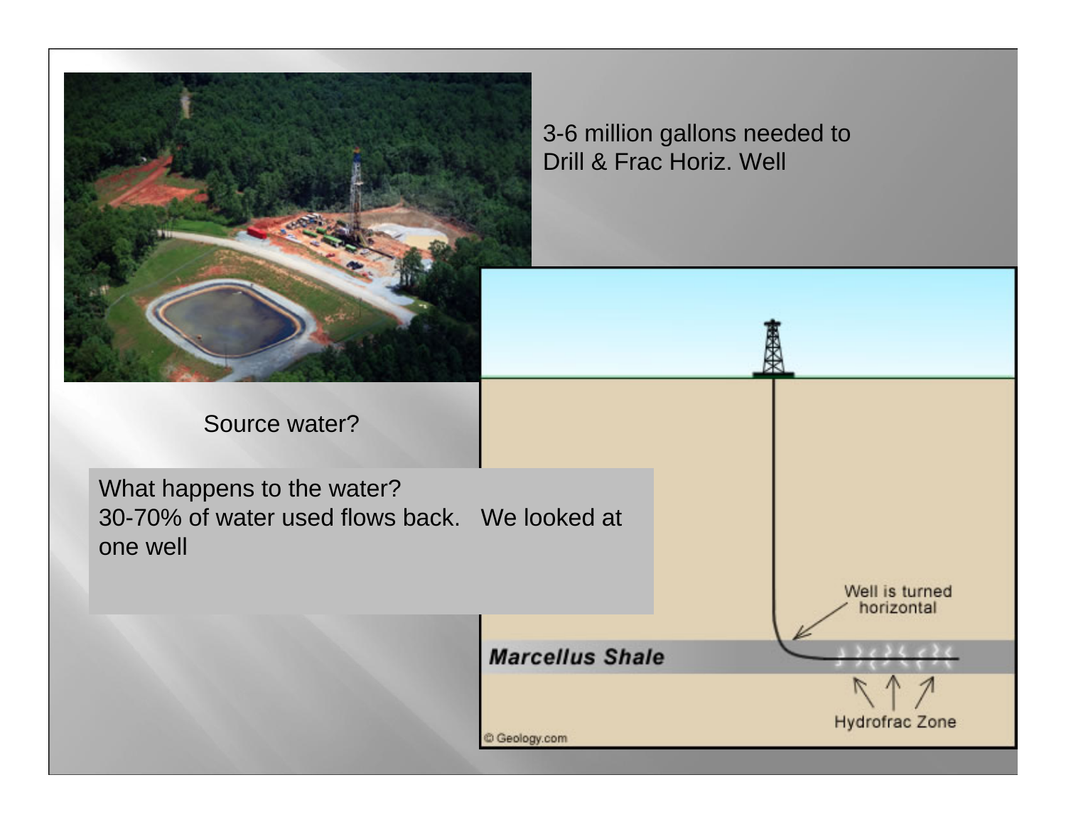3-6 million gallons needed to Drill & Frac Horiz. Well

Source water?

What happens to the water?
30-70% of water used flows back. We looked at one well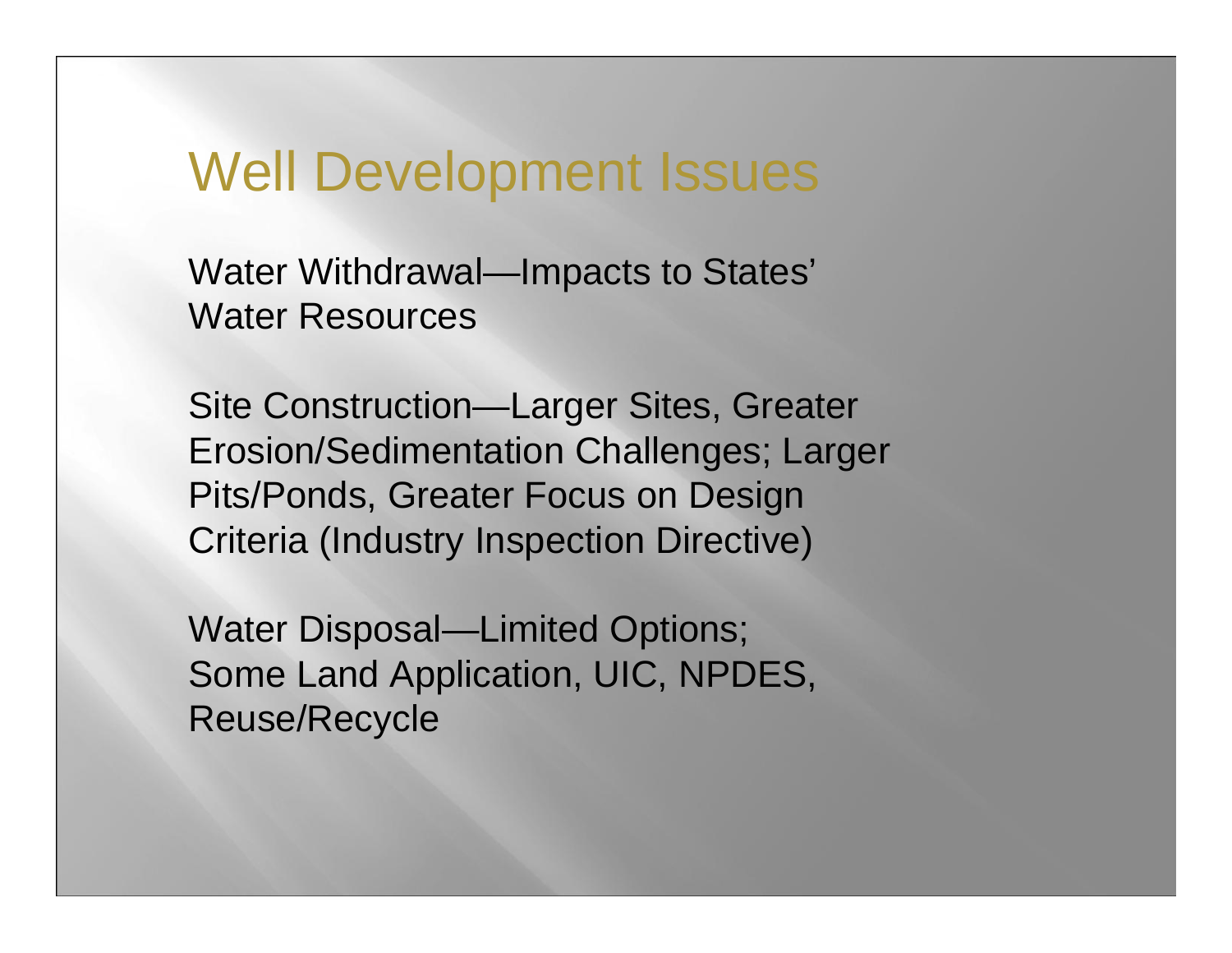# Well Development Issues

Water Withdrawal—Impacts to States' Water Resources

Site Construction—Larger Sites, Greater Erosion/Sedimentation Challenges; Larger Pits/Ponds, Greater Focus on Design Criteria (Industry Inspection Directive)

Water Disposal—Limited Options; Some Land Application, UIC, NPDES, Reuse/Recycle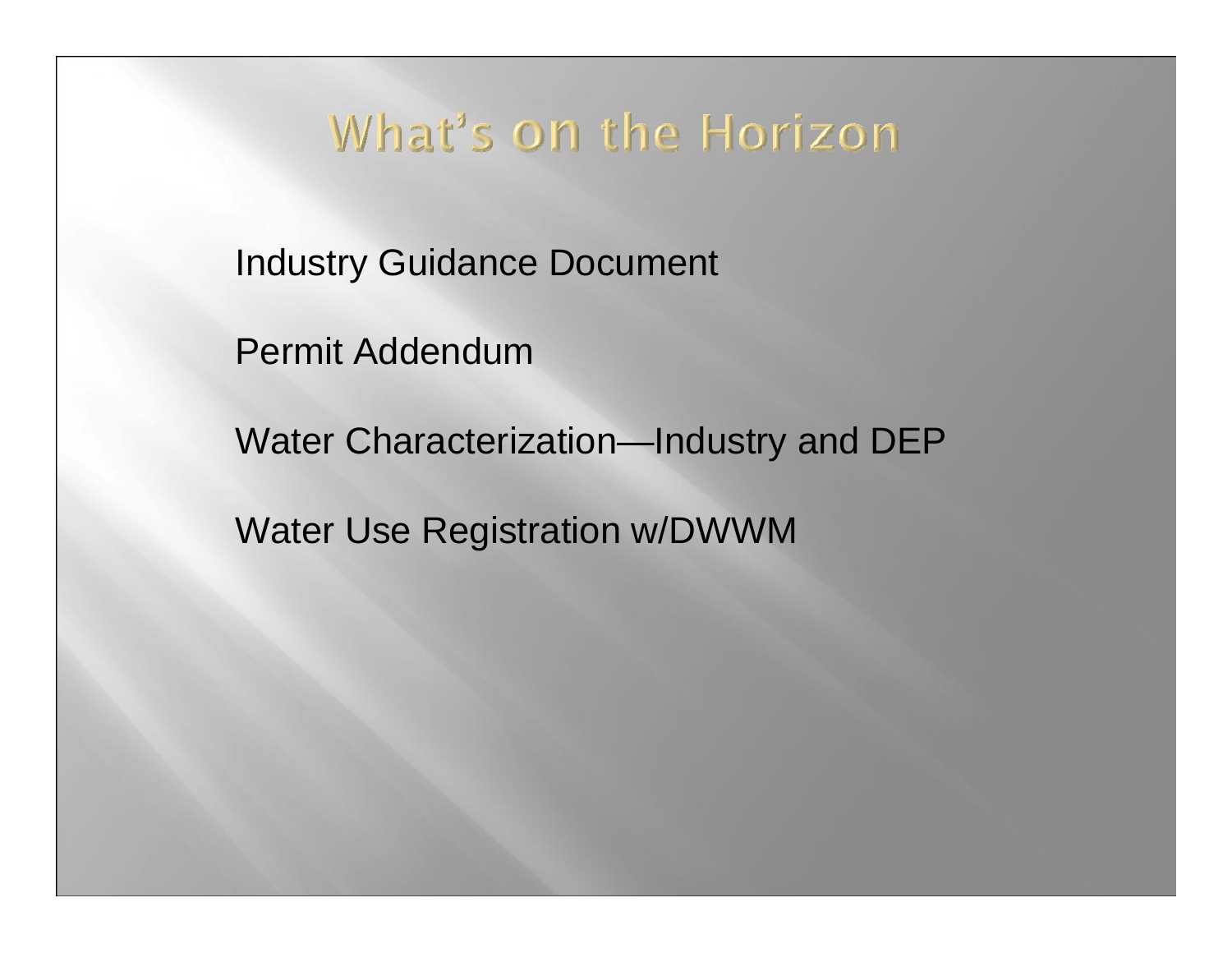# What's on the Horizon

Industry Guidance Document

Permit Addendum

Water Characterization—Industry and DEP

Water Use Registration w/DWWM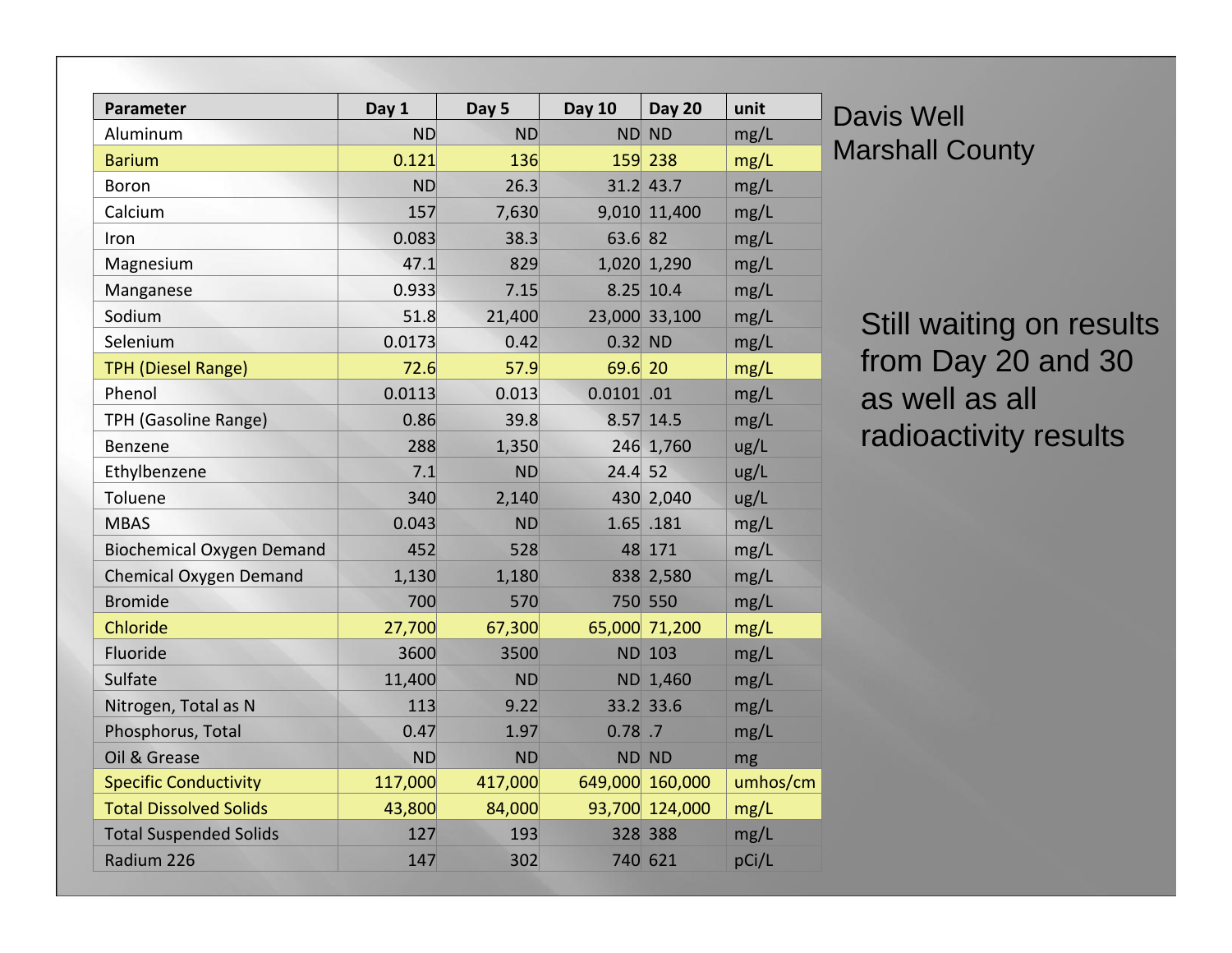# Davis Well
# Marshall County

| Parameter | Day 1 | Day 5 | Day 10 | Day 20 | unit |
|---|---|---|---|---|---|
| Aluminum | ND | ND | ND | ND | mg/L |
| Barium | 0.121 | 136 | 159 | 238 | mg/L |
| Boron | ND | 26.3 | 31.2 | 43.7 | mg/L |
| Calcium | 157 | 7,630 | 9,010 | 11,400 | mg/L |
| Iron | 0.083 | 38.3 | 63.6 | 82 | mg/L |
| Magnesium | 47.1 | 829 | 1,020 | 1,290 | mg/L |
| Manganese | 0.933 | 7.15 | 8.25 | 10.4 | mg/L |
| Sodium | 51.8 | 21,400 | 23,000 | 33,100 | mg/L |
| Selenium | 0.0173 | 0.42 | 0.32 | ND | mg/L |
| TPH (Diesel Range) | 72.6 | 57.9 | 69.6 | 20 | mg/L |
| Phenol | 0.0113 | 0.013 | 0.0101 | .01 | mg/L |
| TPH (Gasoline Range) | 0.86 | 39.8 | 8.57 | 14.5 | mg/L |
| Benzene | 288 | 1,350 | 246 | 1,760 | ug/L |
| Ethylbenzene | 7.1 | ND | 24.4 | 52 | ug/L |
| Toluene | 340 | 2,140 | 430 | 2,040 | ug/L |
| MBAS | 0.043 | ND | 1.65 | .181 | mg/L |
| Biochemical Oxygen Demand | 452 | 528 | 48 | 171 | mg/L |
| Chemical Oxygen Demand | 1,130 | 1,180 | 838 | 2,580 | mg/L |
| Bromide | 700 | 570 | 750 | 550 | mg/L |
| Chloride | 27,700 | 67,300 | 65,000 | 71,200 | mg/L |
| Fluoride | 3600 | 3500 | ND | 103 | mg/L |
| Sulfate | 11,400 | ND | ND | 1,460 | mg/L |
| Nitrogen, Total as N | 113 | 9.22 | 33.2 | 33.6 | mg/L |
| Phosphorus, Total | 0.47 | 1.97 | 0.78 | .7 | mg/L |
| Oil & Grease | ND | ND | ND | ND | mg |
| Specific Conductivity | 117,000 | 417,000 | 649,000 | 160,000 | umhos/cm |
| Total Dissolved Solids | 43,800 | 84,000 | 93,700 | 124,000 | mg/L |
| Total Suspended Solids | 127 | 193 | 328 | 388 | mg/L |
| Radium 226 | 147 | 302 | 740 | 621 | pCi/L |

Still waiting on results from Day 20 and 30 as well as all radioactivity results